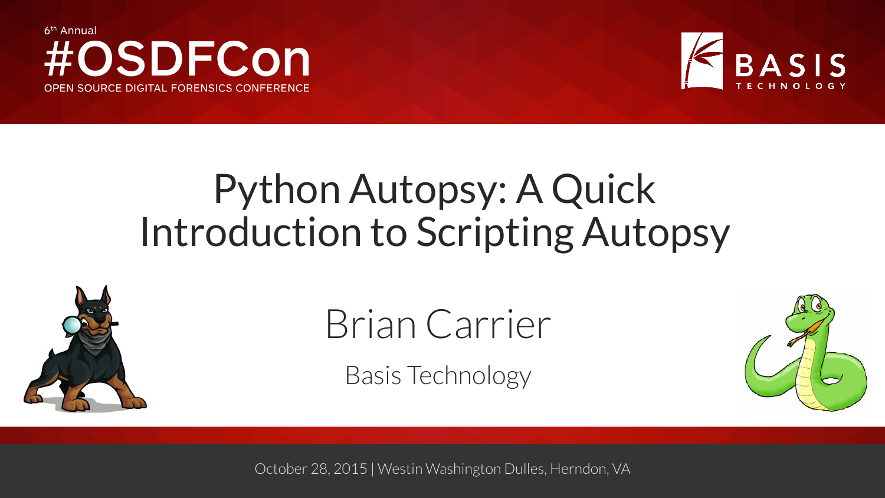6th Annual

#OSDFCon

OPEN SOURCE DIGITAL FORENSICS CONFERENCE

BASIS TECHNOLOGY

# Python Autopsy: A Quick Introduction to Scripting Autopsy

## Brian Carrier

Basis Technology

October 28, 2015 | Westin Washington Dulles, Herndon, VA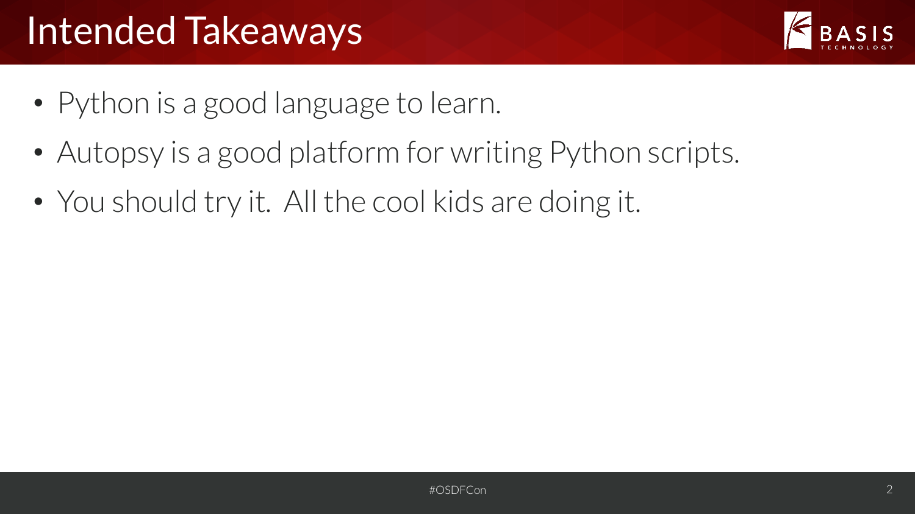# Intended Takeaways

- Python is a good language to learn.
- Autopsy is a good platform for writing Python scripts.
- You should try it. All the cool kids are doing it.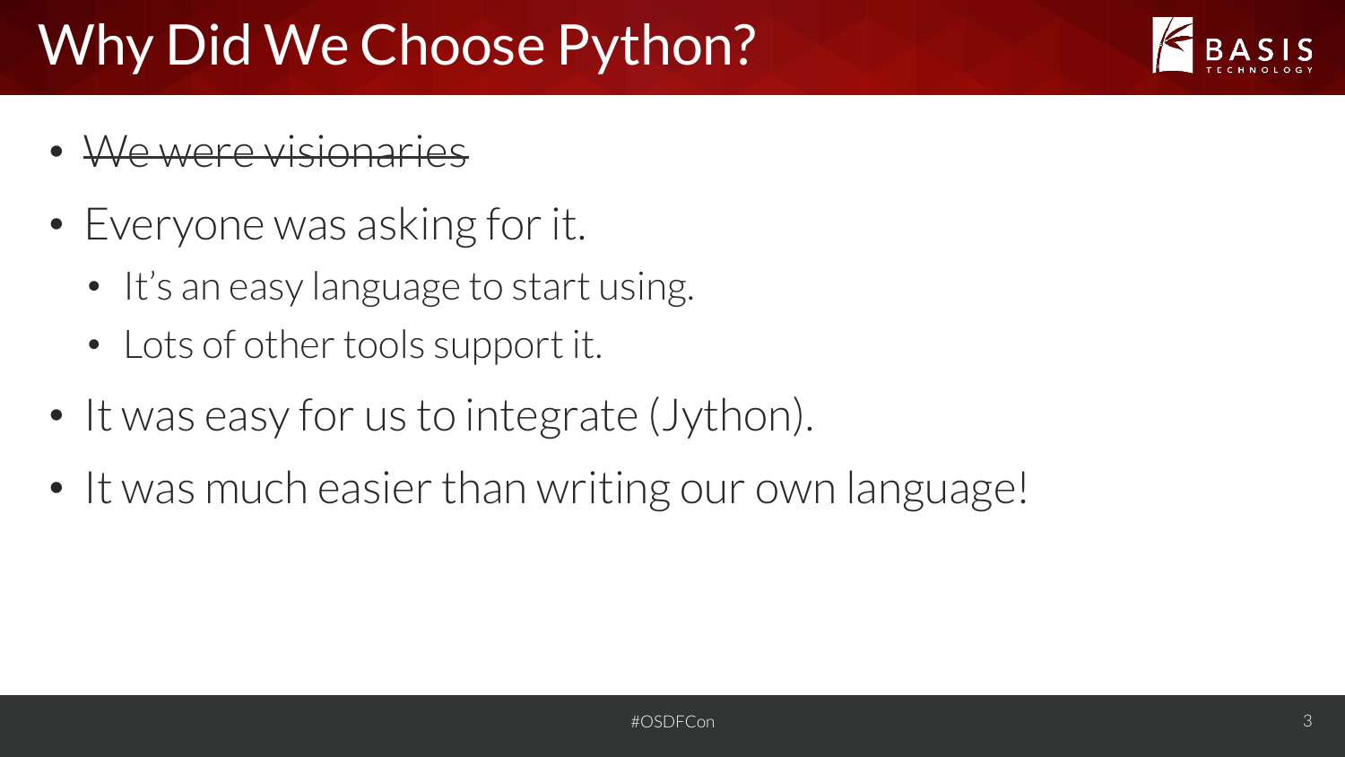# Why Did We Choose Python?

- ~~We were visionaries~~
- Everyone was asking for it.
  - It's an easy language to start using.
  - Lots of other tools support it.
- It was easy for us to integrate (Jython).
- It was much easier than writing our own language!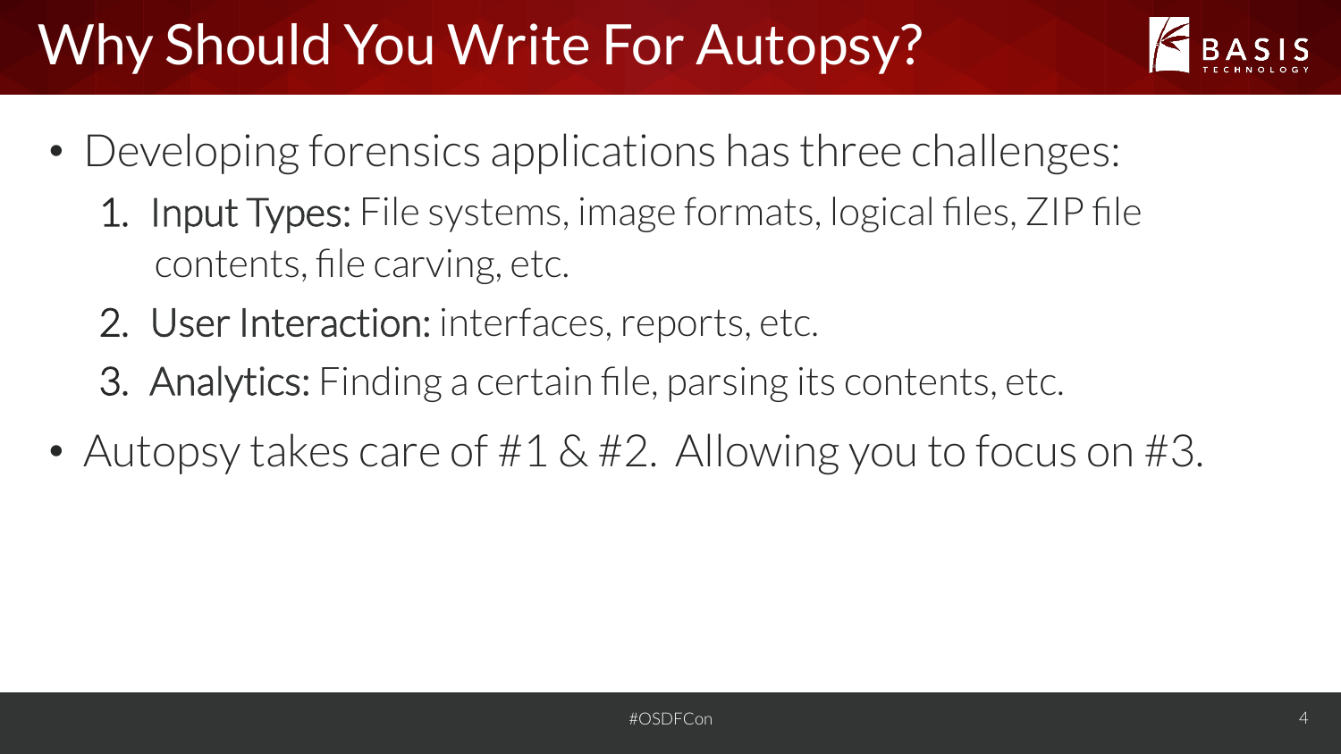# Why Should You Write For Autopsy?

- Developing forensics applications has three challenges:
  1. Input Types: File systems, image formats, logical files, ZIP file contents, file carving, etc.
  2. User Interaction: interfaces, reports, etc.
  3. Analytics: Finding a certain file, parsing its contents, etc.
- Autopsy takes care of #1 & #2. Allowing you to focus on #3.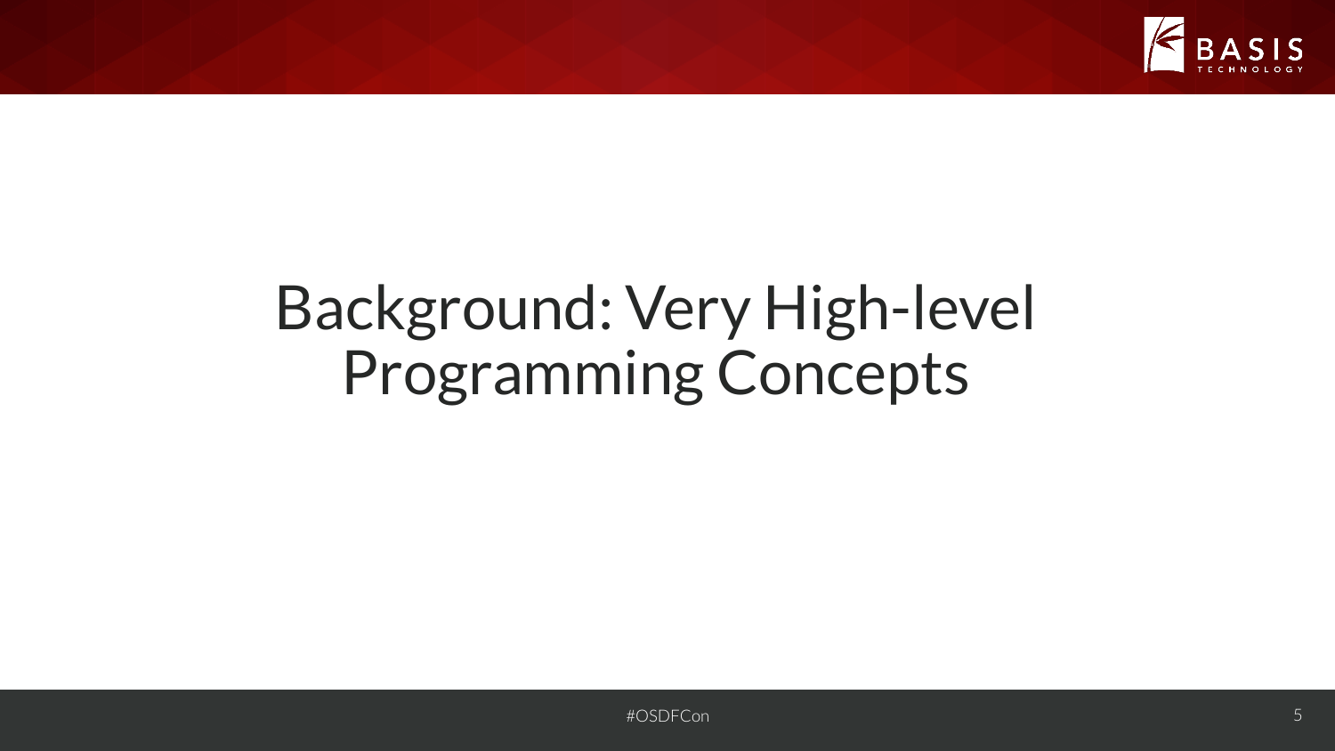# Background: Very High-level Programming Concepts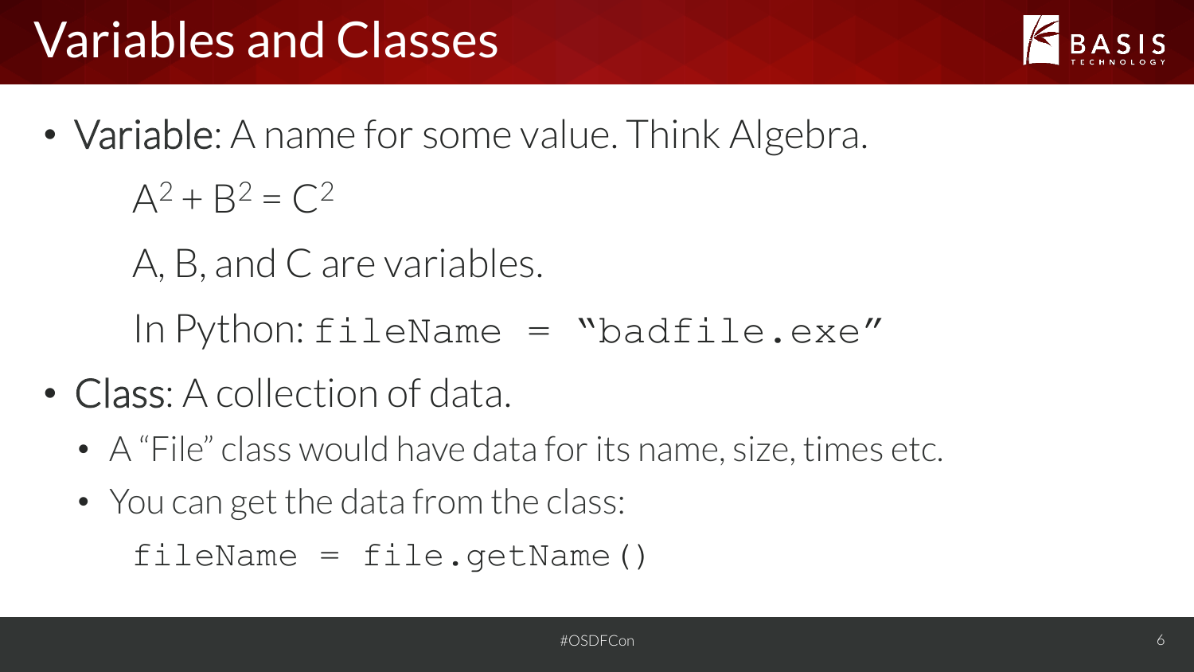# Variables and Classes

- Variable: A name for some value. Think Algebra.

  $A^2 + B^2 = C^2$

  A, B, and C are variables.

  In Python: `fileName = “badfile.exe”`

- Class: A collection of data.
  - A “File” class would have data for its name, size, times etc.
  - You can get the data from the class:

    ```
    fileName = file.getName()
    ```

#OSDFCon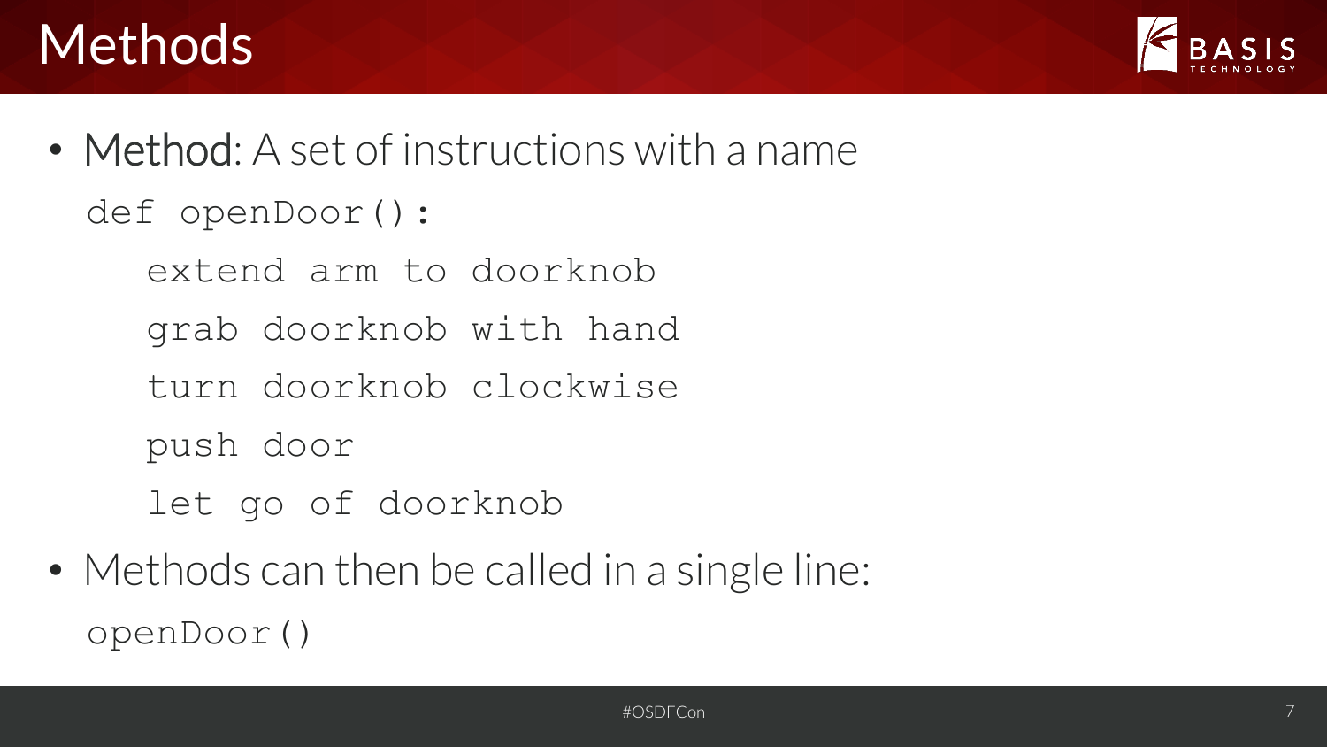# Methods

- **Method**: A set of instructions with a name

```
def openDoor():
    extend arm to doorknob
    grab doorknob with hand
    turn doorknob clockwise
    push door
    let go of doorknob
```

- Methods can then be called in a single line:

```
openDoor()
```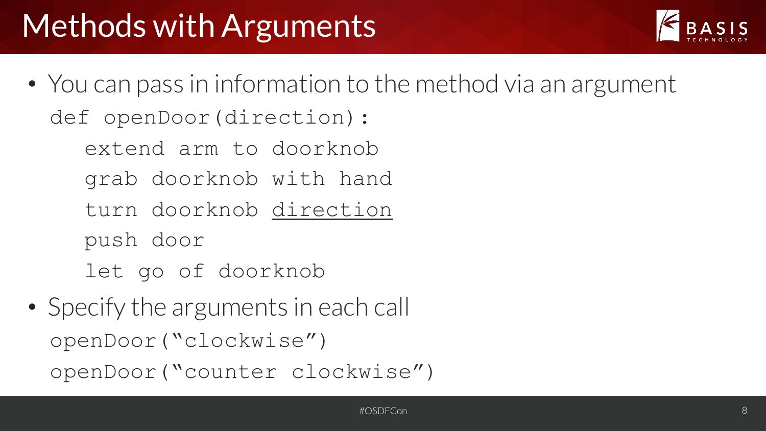# Methods with Arguments

- You can pass in information to the method via an argument

```
def openDoor(direction):
    extend arm to doorknob
    grab doorknob with hand
    turn doorknob direction
    push door
    let go of doorknob
```

- Specify the arguments in each call

```
openDoor("clockwise")
openDoor("counter clockwise")
```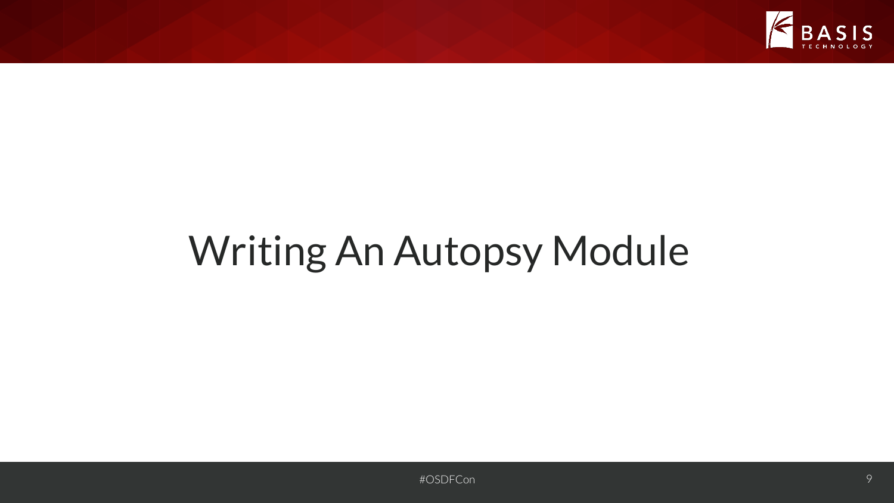# Writing An Autopsy Module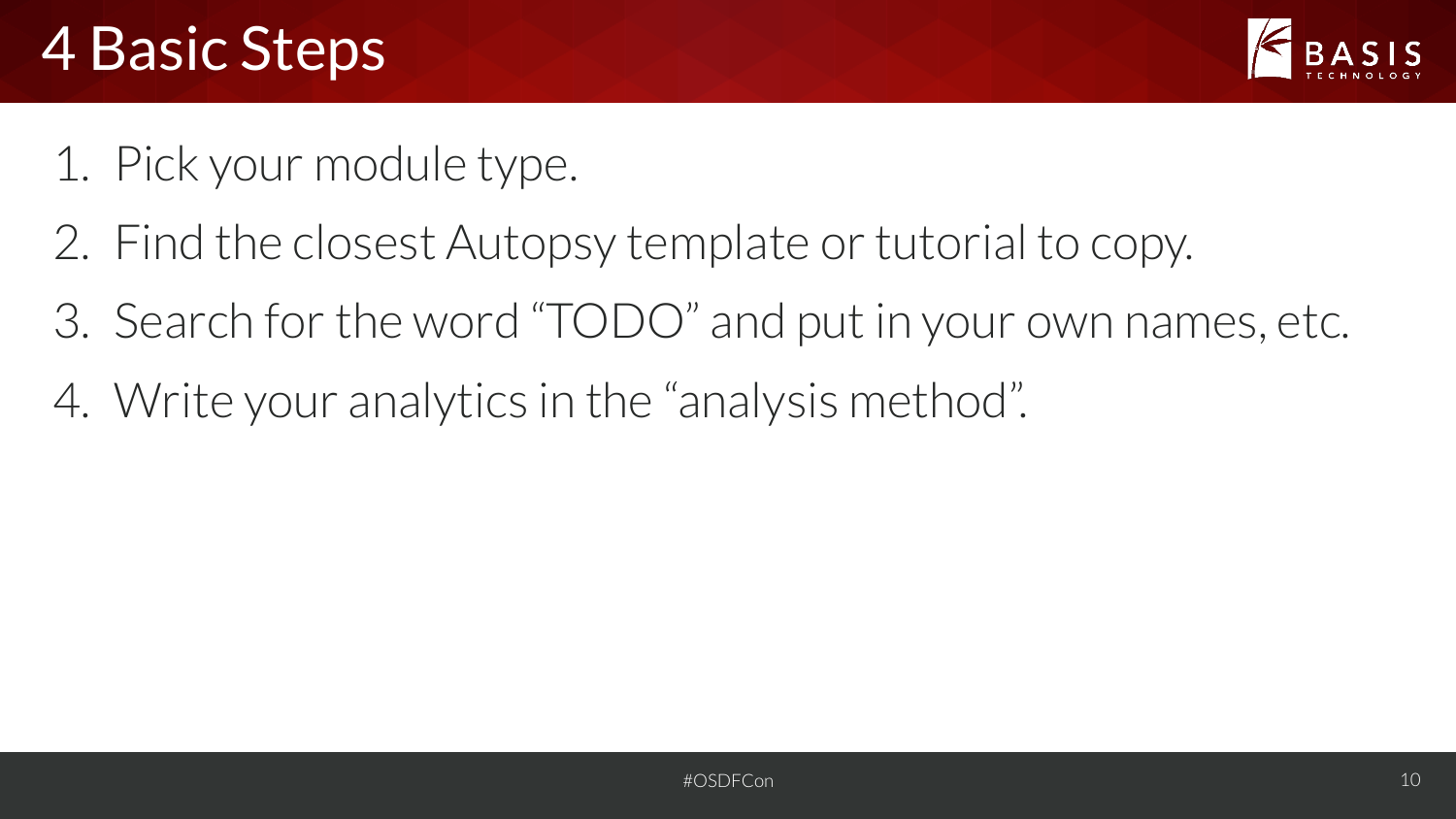# 4 Basic Steps

1. Pick your module type.
2. Find the closest Autopsy template or tutorial to copy.
3. Search for the word "TODO" and put in your own names, etc.
4. Write your analytics in the "analysis method".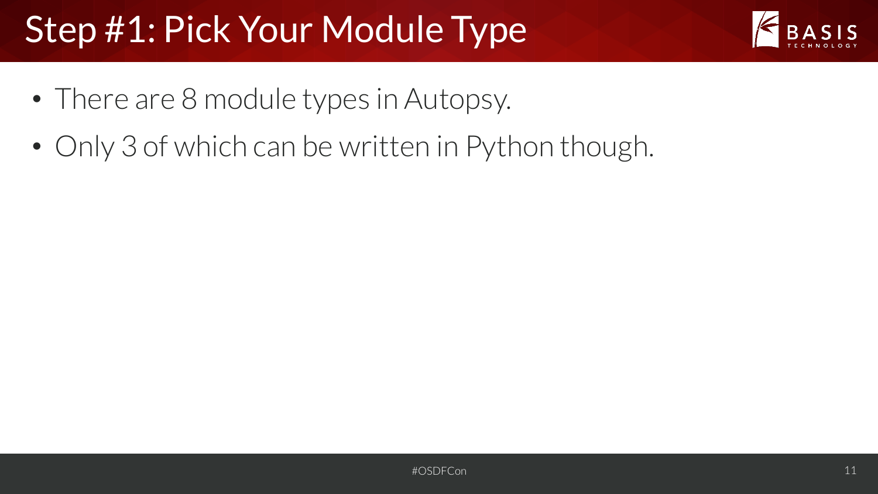# Step #1: Pick Your Module Type

- There are 8 module types in Autopsy.
- Only 3 of which can be written in Python though.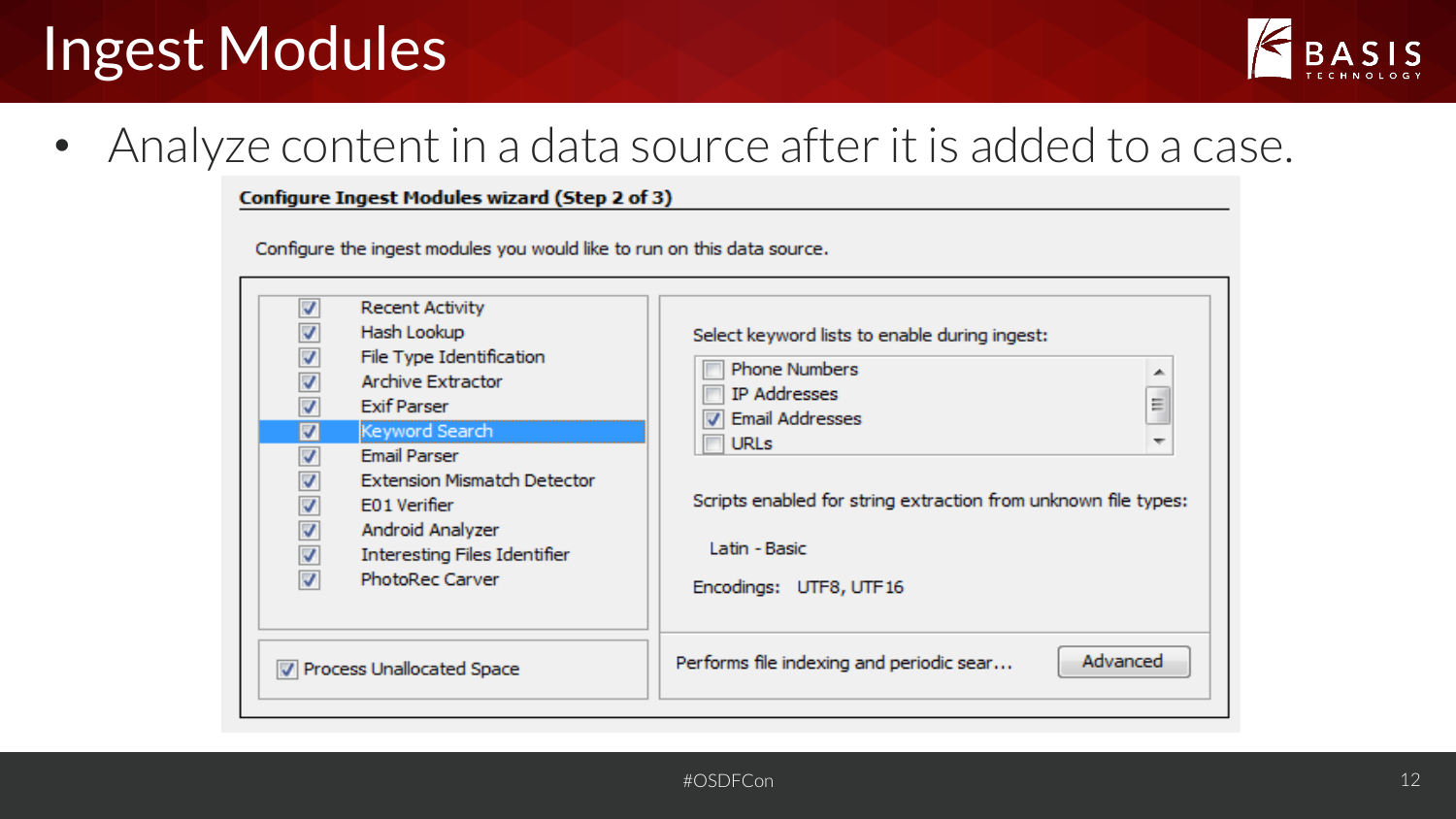# Ingest Modules

- Analyze content in a data source after it is added to a case.

**Configure Ingest Modules wizard (Step 2 of 3)**

Configure the ingest modules you would like to run on this data source.

- [x] Recent Activity
- [x] Hash Lookup
- [x] File Type Identification
- [x] Archive Extractor
- [x] Exif Parser
- [x] Keyword Search
- [x] Email Parser
- [x] Extension Mismatch Detector
- [x] E01 Verifier
- [x] Android Analyzer
- [x] Interesting Files Identifier
- [x] PhotoRec Carver

- [x] Process Unallocated Space

Select keyword lists to enable during ingest:

- [ ] Phone Numbers
- [ ] IP Addresses
- [x] Email Addresses
- [ ] URLs

Scripts enabled for string extraction from unknown file types:

Latin - Basic

Encodings: UTF8, UTF16

Performs file indexing and periodic sear...

Advanced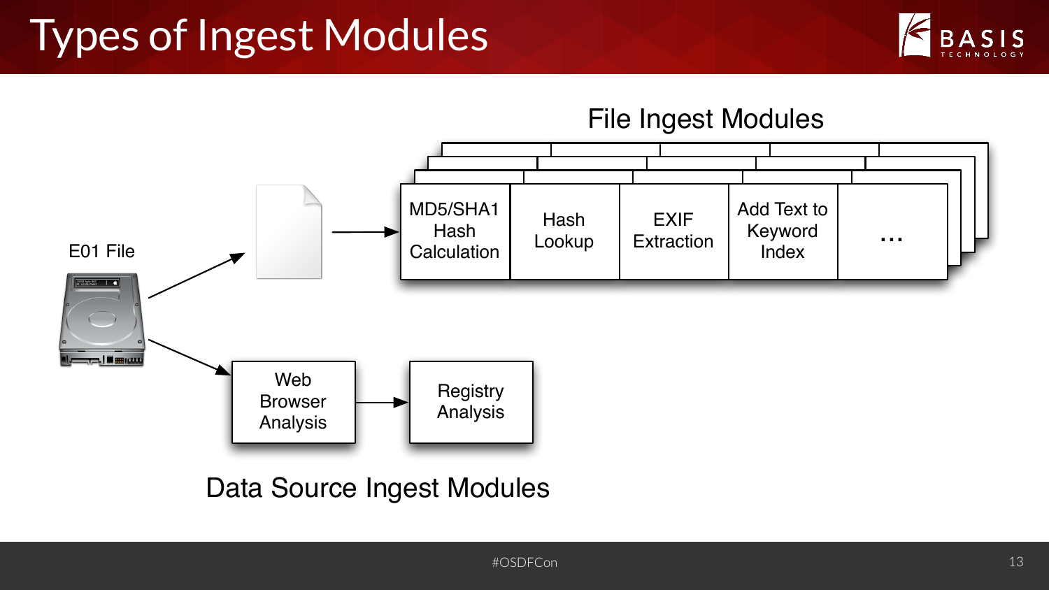# Types of Ingest Modules

File Ingest Modules

| MD5/SHA1 Hash Calculation | Hash Lookup | EXIF Extraction | Add Text to Keyword Index | … |
| --- | --- | --- | --- | --- |

E01 File

Web Browser Analysis → Registry Analysis

Data Source Ingest Modules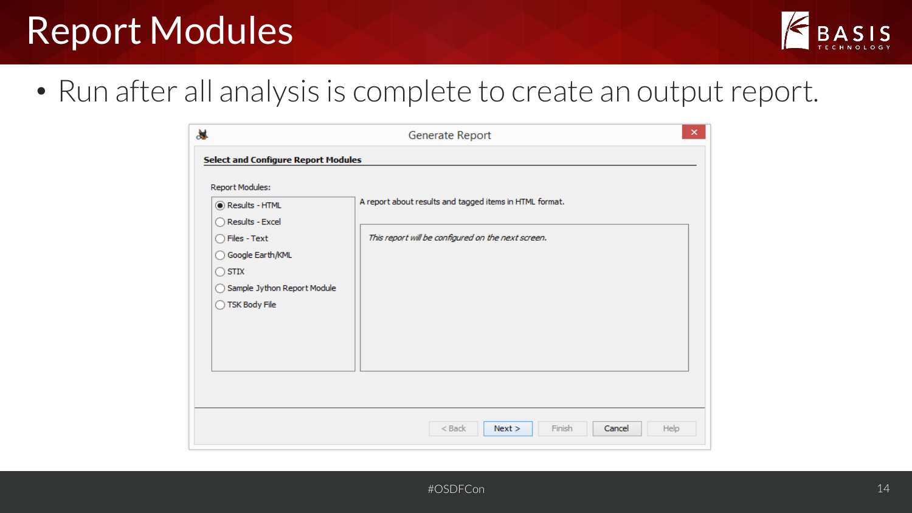# Report Modules

- Run after all analysis is complete to create an output report.

Generate Report

**Select and Configure Report Modules**

Report Modules:

- (•) Results - HTML
- ( ) Results - Excel
- ( ) Files - Text
- ( ) Google Earth/KML
- ( ) STIX
- ( ) Sample Jython Report Module
- ( ) TSK Body File

A report about results and tagged items in HTML format.

*This report will be configured on the next screen.*

< Back | Next > | Finish | Cancel | Help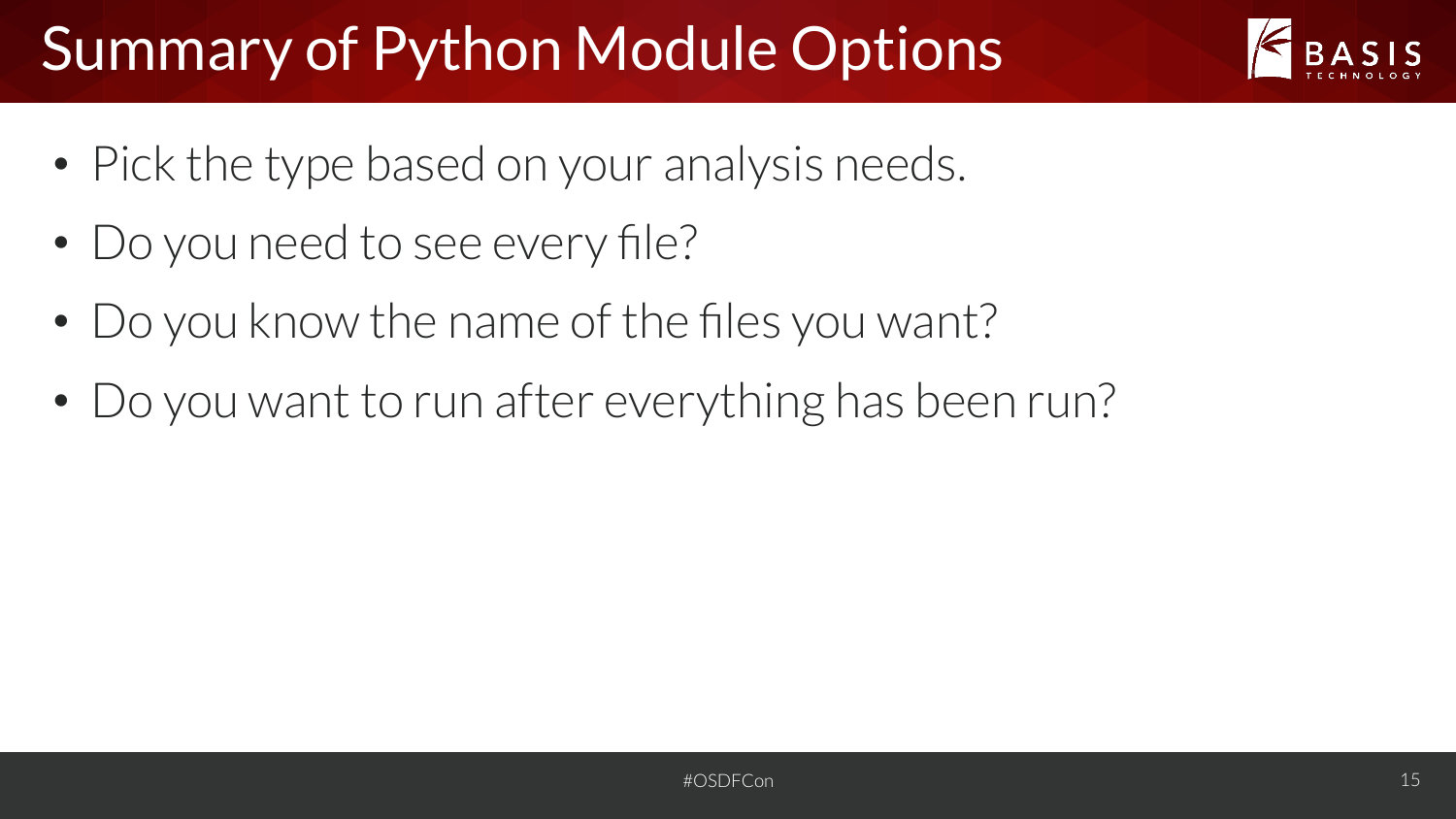# Summary of Python Module Options

- Pick the type based on your analysis needs.
- Do you need to see every file?
- Do you know the name of the files you want?
- Do you want to run after everything has been run?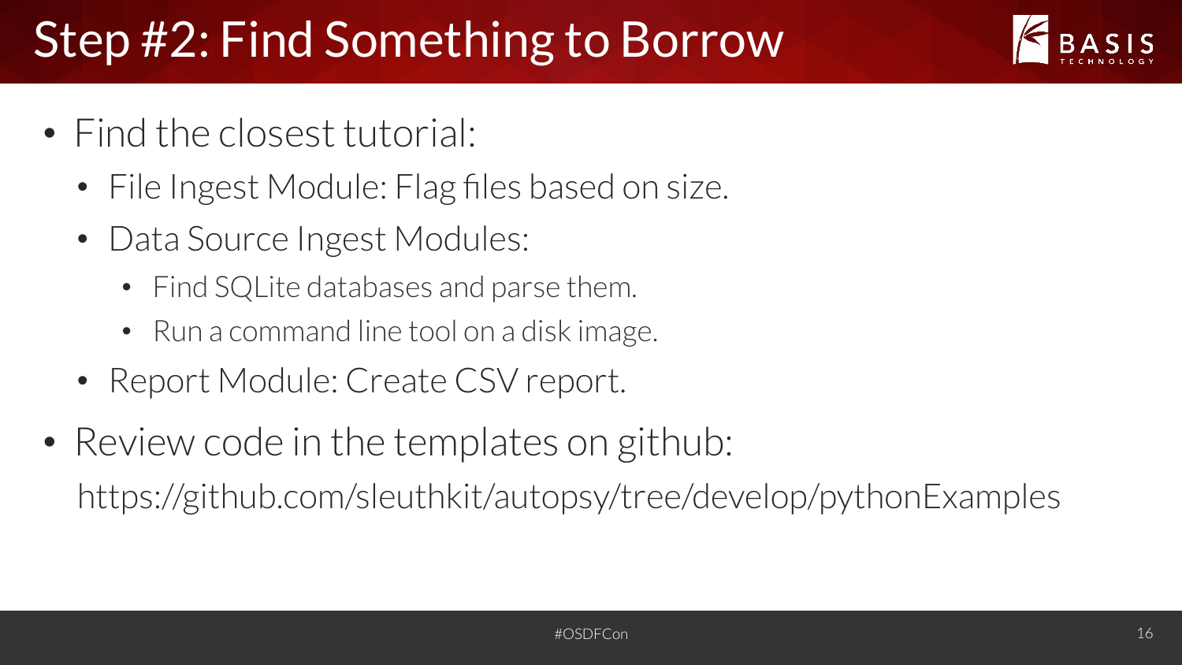# Step #2: Find Something to Borrow

- Find the closest tutorial:
  - File Ingest Module: Flag files based on size.
  - Data Source Ingest Modules:
    - Find SQLite databases and parse them.
    - Run a command line tool on a disk image.
  - Report Module: Create CSV report.
- Review code in the templates on github:

  https://github.com/sleuthkit/autopsy/tree/develop/pythonExamples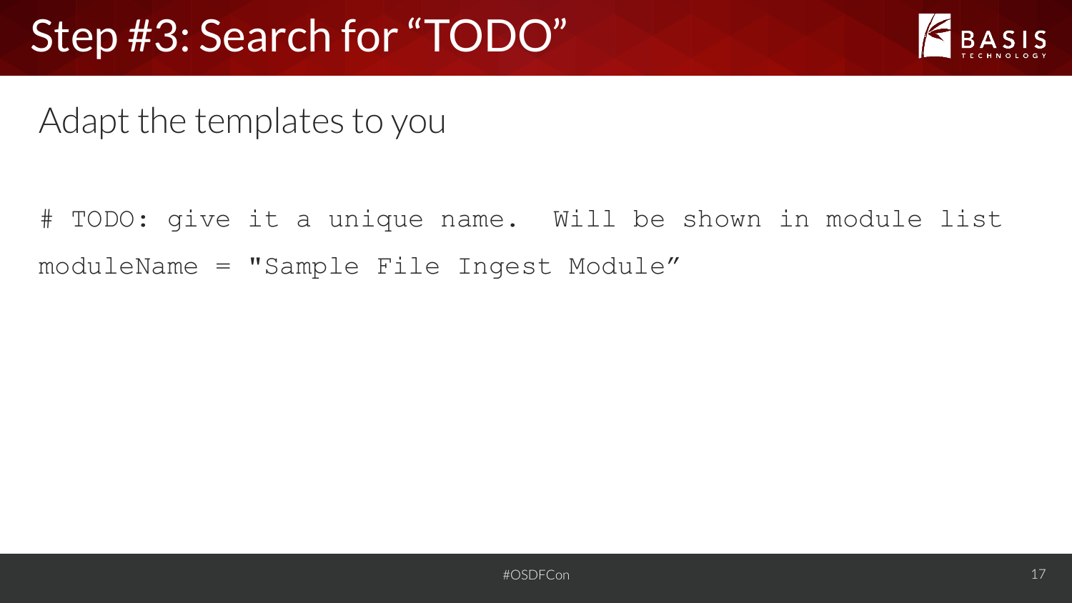# Step #3: Search for "TODO"

Adapt the templates to you

```
# TODO: give it a unique name.  Will be shown in module list
moduleName = "Sample File Ingest Module"
```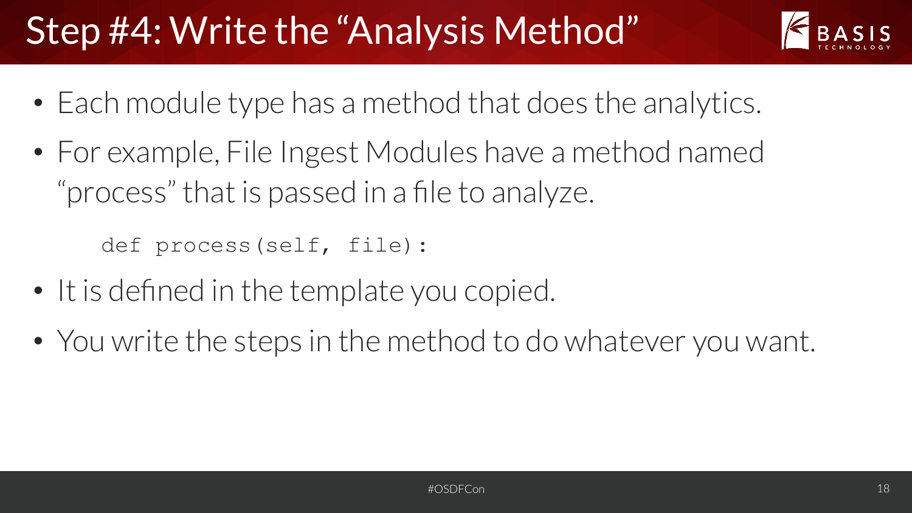# Step #4: Write the "Analysis Method"

- Each module type has a method that does the analytics.
- For example, File Ingest Modules have a method named "process" that is passed in a file to analyze.

```
def process(self, file):
```

- It is defined in the template you copied.
- You write the steps in the method to do whatever you want.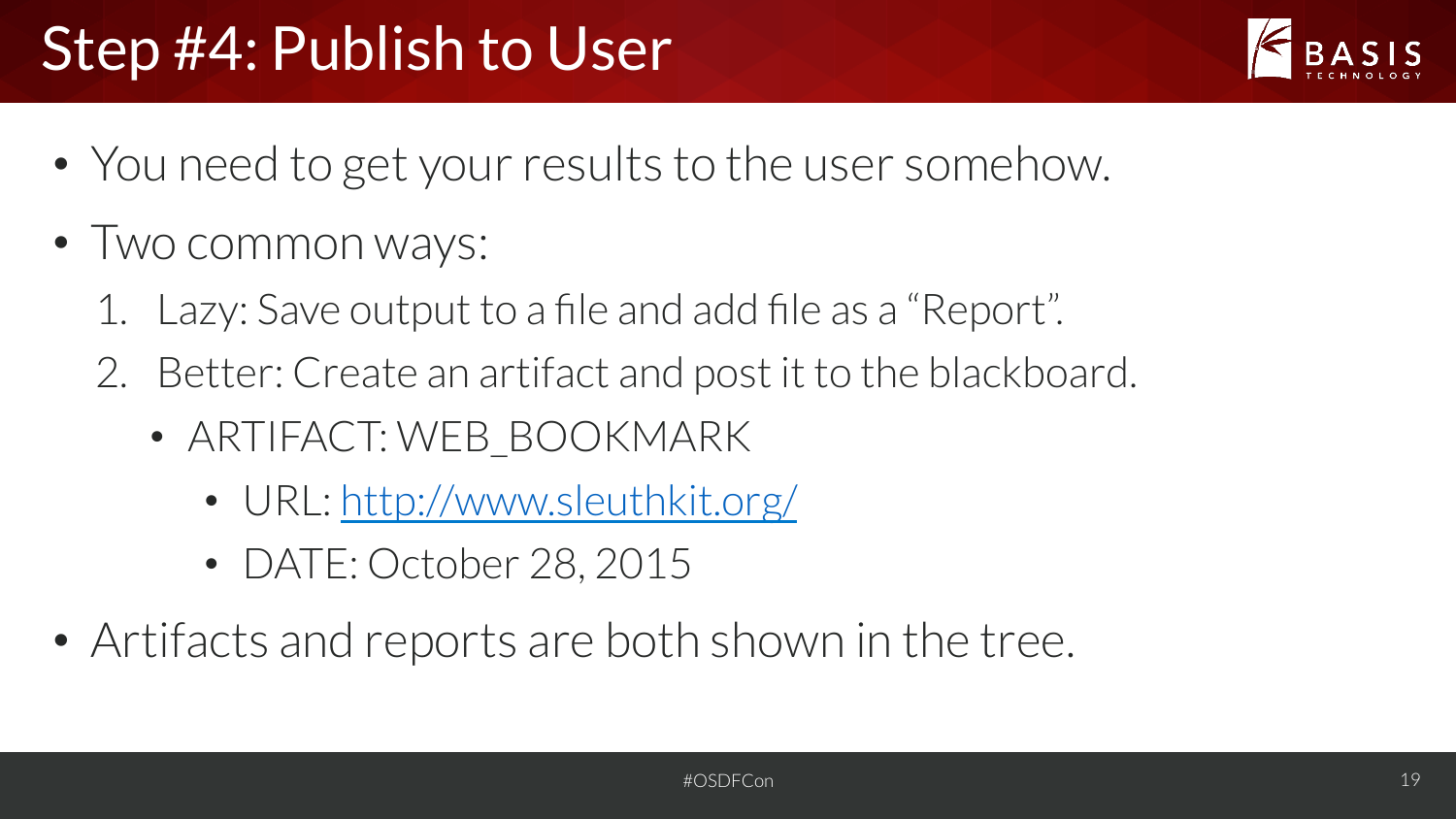# Step #4: Publish to User

- You need to get your results to the user somehow.
- Two common ways:
  1. Lazy: Save output to a file and add file as a “Report”.
  2. Better: Create an artifact and post it to the blackboard.
     - ARTIFACT: WEB_BOOKMARK
       - URL: [http://www.sleuthkit.org/](http://www.sleuthkit.org/)
       - DATE: October 28, 2015
- Artifacts and reports are both shown in the tree.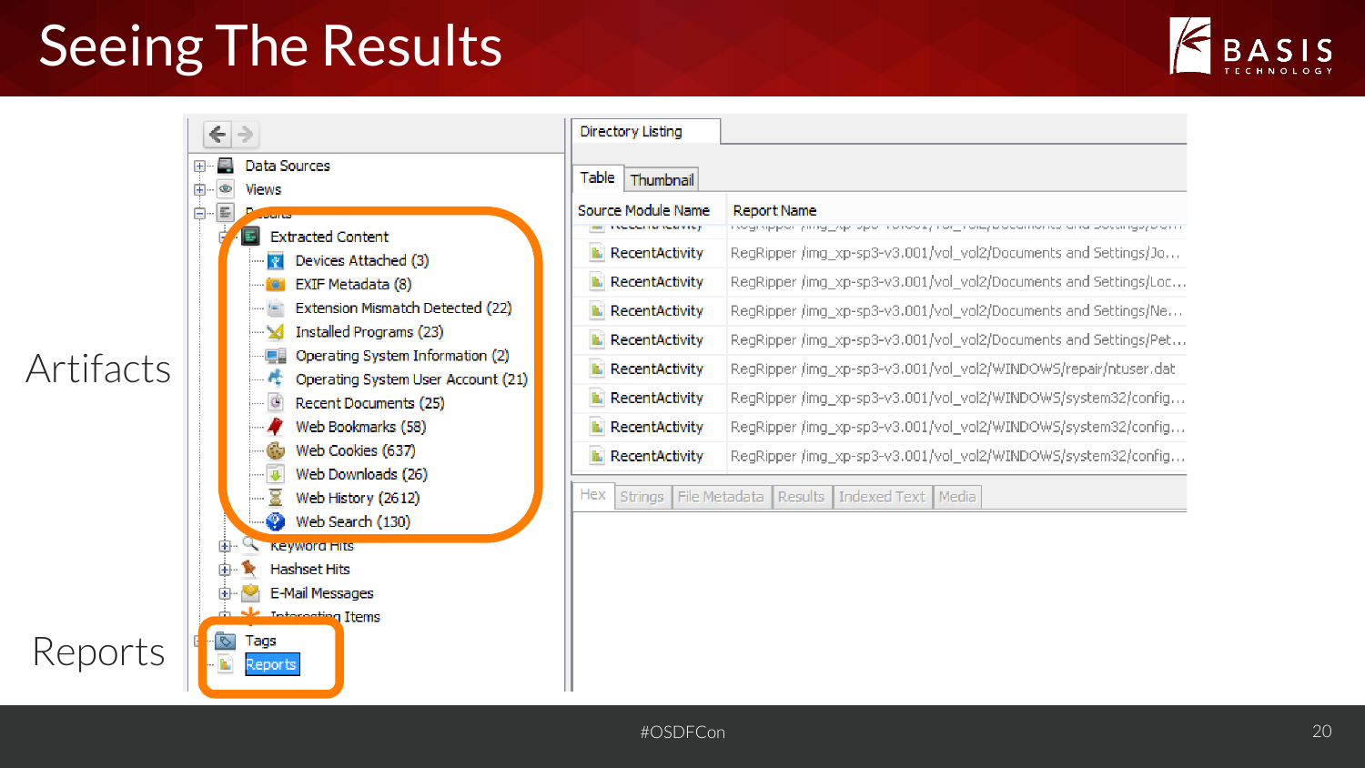# Seeing The Results

Artifacts

Reports

- Data Sources
- Views
- Results
  - Extracted Content
    - Devices Attached (3)
    - EXIF Metadata (8)
    - Extension Mismatch Detected (22)
    - Installed Programs (23)
    - Operating System Information (2)
    - Operating System User Account (21)
    - Recent Documents (25)
    - Web Bookmarks (58)
    - Web Cookies (637)
    - Web Downloads (26)
    - Web History (2612)
    - Web Search (130)
  - Keyword Hits
  - Hashset Hits
  - E-Mail Messages
  - Interesting Items
- Tags
- Reports

Directory Listing

Table | Thumbnail

| Source Module Name | Report Name |
| --- | --- |
| RecentActivity | RegRipper /img_xp-sp3-v3.001/vol_vol2/Documents and Settings/Jo... |
| RecentActivity | RegRipper /img_xp-sp3-v3.001/vol_vol2/Documents and Settings/Loc... |
| RecentActivity | RegRipper /img_xp-sp3-v3.001/vol_vol2/Documents and Settings/Ne... |
| RecentActivity | RegRipper /img_xp-sp3-v3.001/vol_vol2/Documents and Settings/Pet... |
| RecentActivity | RegRipper /img_xp-sp3-v3.001/vol_vol2/WINDOWS/repair/ntuser.dat |
| RecentActivity | RegRipper /img_xp-sp3-v3.001/vol_vol2/WINDOWS/system32/config... |
| RecentActivity | RegRipper /img_xp-sp3-v3.001/vol_vol2/WINDOWS/system32/config... |
| RecentActivity | RegRipper /img_xp-sp3-v3.001/vol_vol2/WINDOWS/system32/config... |

Hex | Strings | File Metadata | Results | Indexed Text | Media

#OSDFCon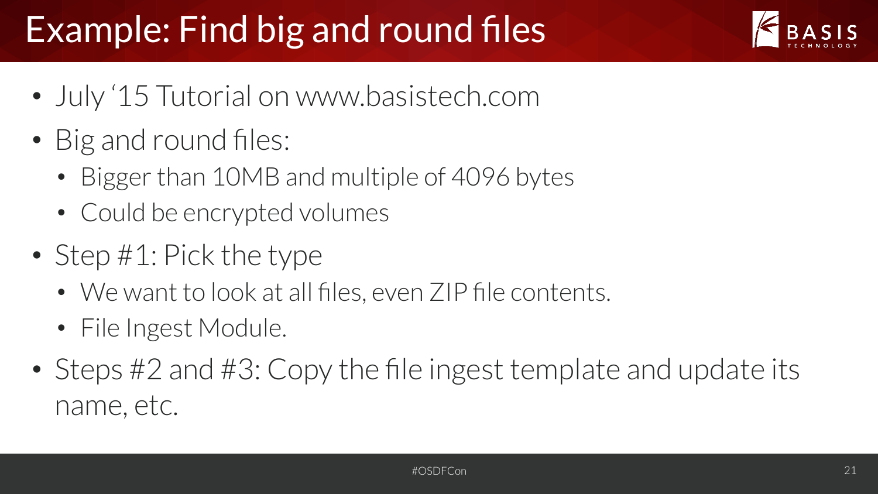# Example: Find big and round files

- July '15 Tutorial on www.basistech.com
- Big and round files:
  - Bigger than 10MB and multiple of 4096 bytes
  - Could be encrypted volumes
- Step #1: Pick the type
  - We want to look at all files, even ZIP file contents.
  - File Ingest Module.
- Steps #2 and #3: Copy the file ingest template and update its name, etc.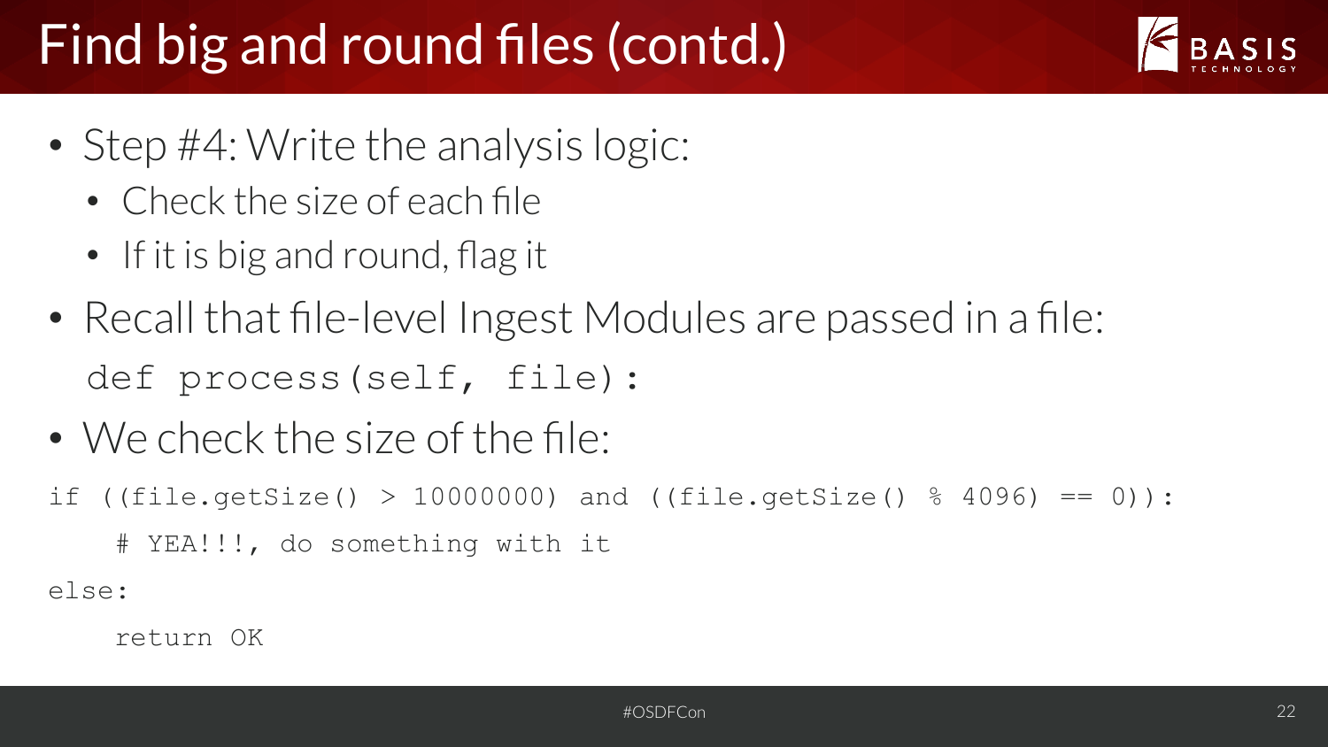# Find big and round files (contd.)

- Step #4: Write the analysis logic:
  - Check the size of each file
  - If it is big and round, flag it
- Recall that file-level Ingest Modules are passed in a file:

```
def process(self, file):
```

- We check the size of the file:

```
if ((file.getSize() > 10000000) and ((file.getSize() % 4096) == 0)):
    # YEA!!!, do something with it
else:
    return OK
```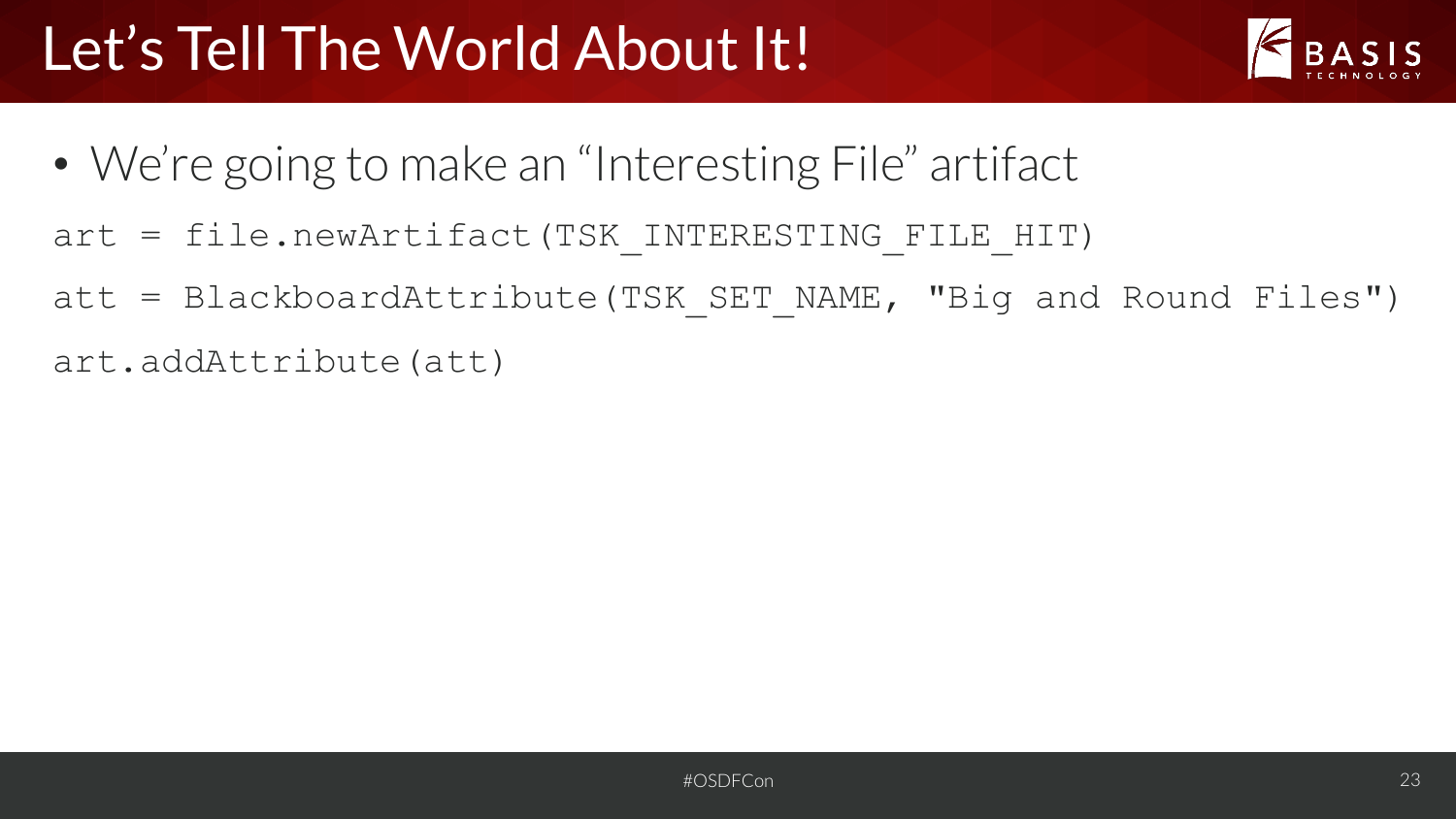# Let's Tell The World About It!

- We're going to make an "Interesting File" artifact

```
art = file.newArtifact(TSK_INTERESTING_FILE_HIT)
att = BlackboardAttribute(TSK_SET_NAME, "Big and Round Files")
art.addAttribute(att)
```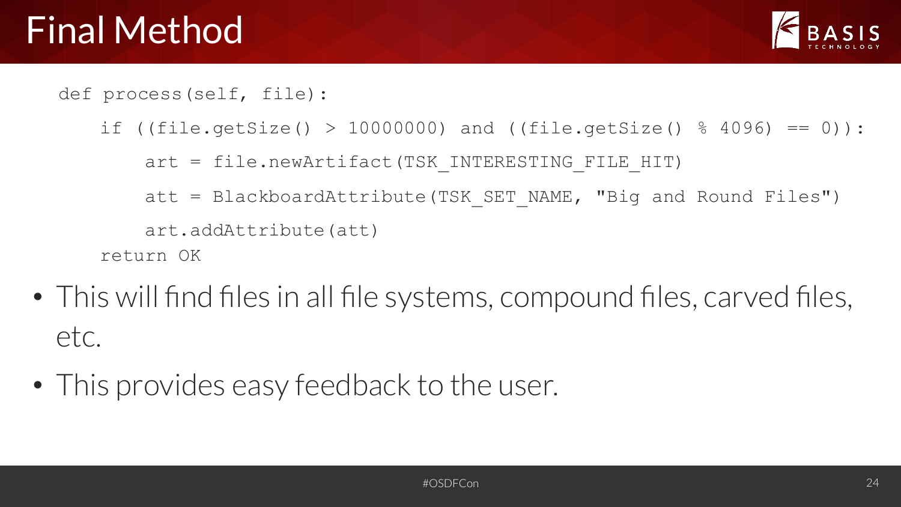# Final Method

```
def process(self, file):
    if ((file.getSize() > 10000000) and ((file.getSize() % 4096) == 0)):
        art = file.newArtifact(TSK_INTERESTING_FILE_HIT)
        att = BlackboardAttribute(TSK_SET_NAME, "Big and Round Files")
        art.addAttribute(att)
    return OK
```

- This will find files in all file systems, compound files, carved files, etc.
- This provides easy feedback to the user.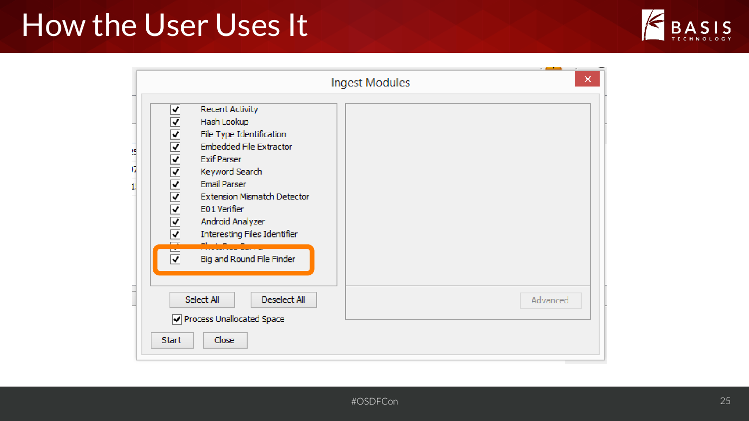# How the User Uses It

**Ingest Modules**

- [x] Recent Activity
- [x] Hash Lookup
- [x] File Type Identification
- [x] Embedded File Extractor
- [x] Exif Parser
- [x] Keyword Search
- [x] Email Parser
- [x] Extension Mismatch Detector
- [x] E01 Verifier
- [x] Android Analyzer
- [x] Interesting Files Identifier
- [x] PhotoRec Carver
- [x] **Big and Round File Finder**

Select All | Deselect All

- [x] Process Unallocated Space

Start | Close | Advanced

#OSDFCon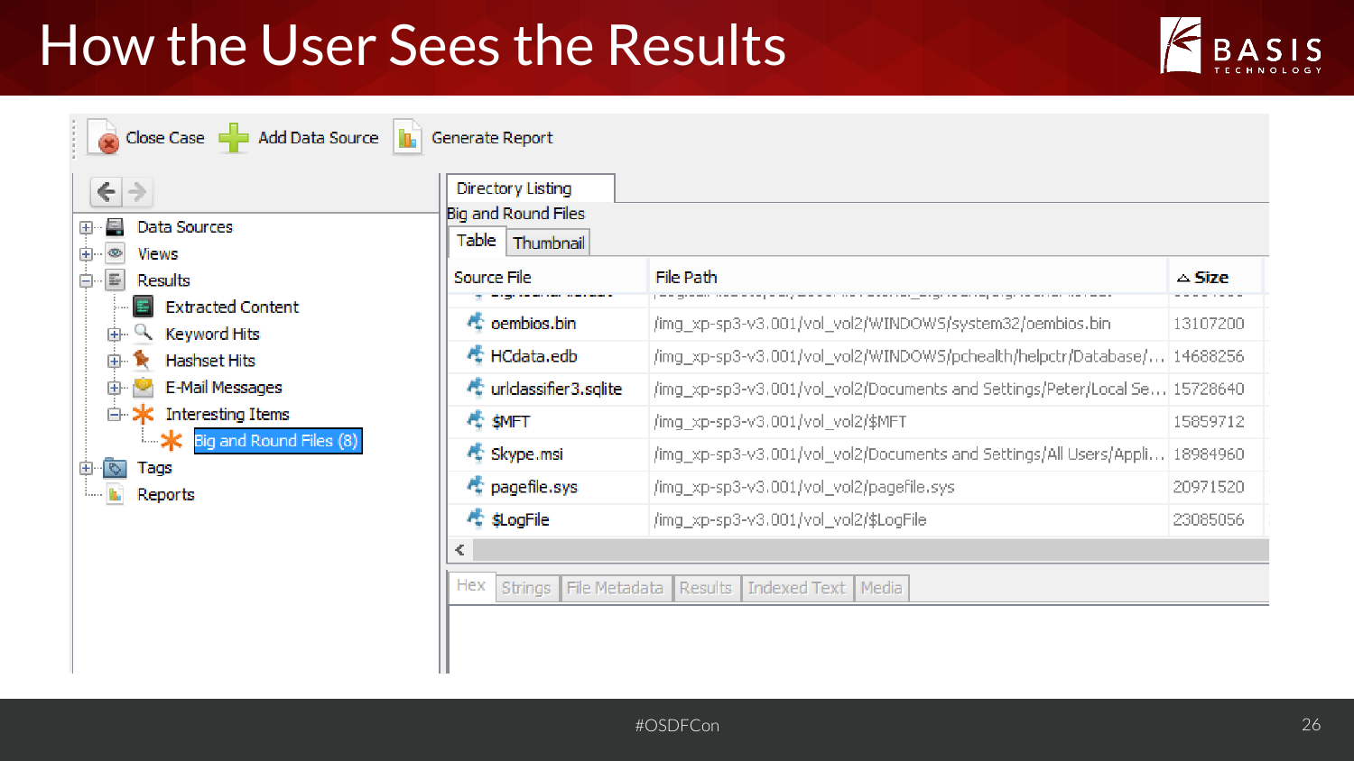# How the User Sees the Results

Close Case | Add Data Source | Generate Report

- Data Sources
- Views
- Results
  - Extracted Content
  - Keyword Hits
  - Hashset Hits
  - E-Mail Messages
  - Interesting Items
    - Big and Round Files (8)
- Tags
- Reports

Directory Listing

Big and Round Files

Table | Thumbnail

| Source File | File Path | Size |
|---|---|---|
| oembios.bin | /img_xp-sp3-v3.001/vol_vol2/WINDOWS/system32/oembios.bin | 13107200 |
| HCdata.edb | /img_xp-sp3-v3.001/vol_vol2/WINDOWS/pchealth/helpctr/Database/... | 14688256 |
| urlclassifier3.sqlite | /img_xp-sp3-v3.001/vol_vol2/Documents and Settings/Peter/Local Se... | 15728640 |
| $MFT | /img_xp-sp3-v3.001/vol_vol2/$MFT | 15859712 |
| Skype.msi | /img_xp-sp3-v3.001/vol_vol2/Documents and Settings/All Users/Appli... | 18984960 |
| pagefile.sys | /img_xp-sp3-v3.001/vol_vol2/pagefile.sys | 20971520 |
| $LogFile | /img_xp-sp3-v3.001/vol_vol2/$LogFile | 23085056 |

Hex | Strings | File Metadata | Results | Indexed Text | Media

#OSDFCon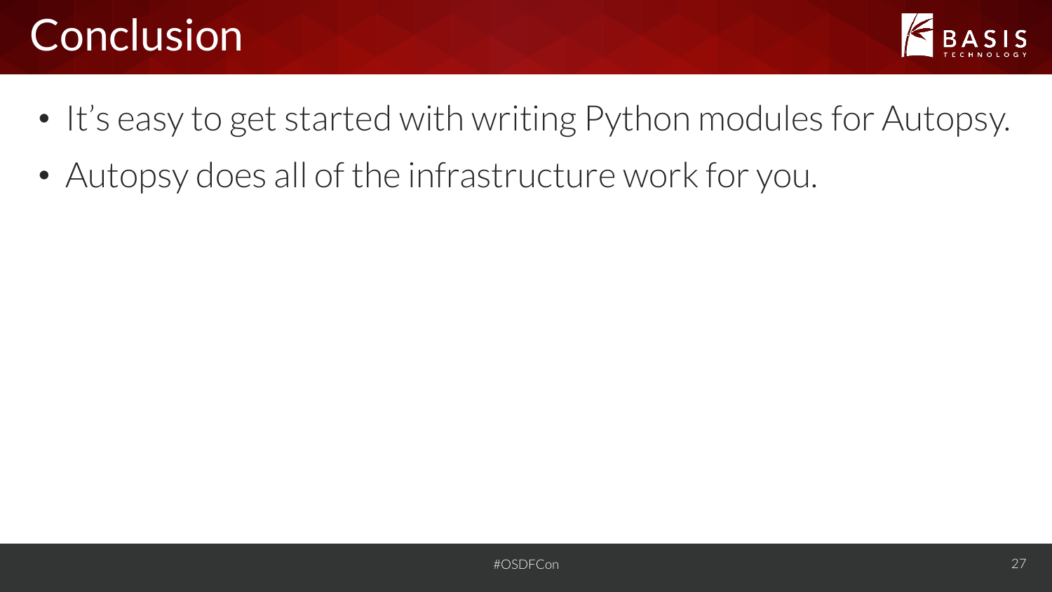# Conclusion

- It's easy to get started with writing Python modules for Autopsy.
- Autopsy does all of the infrastructure work for you.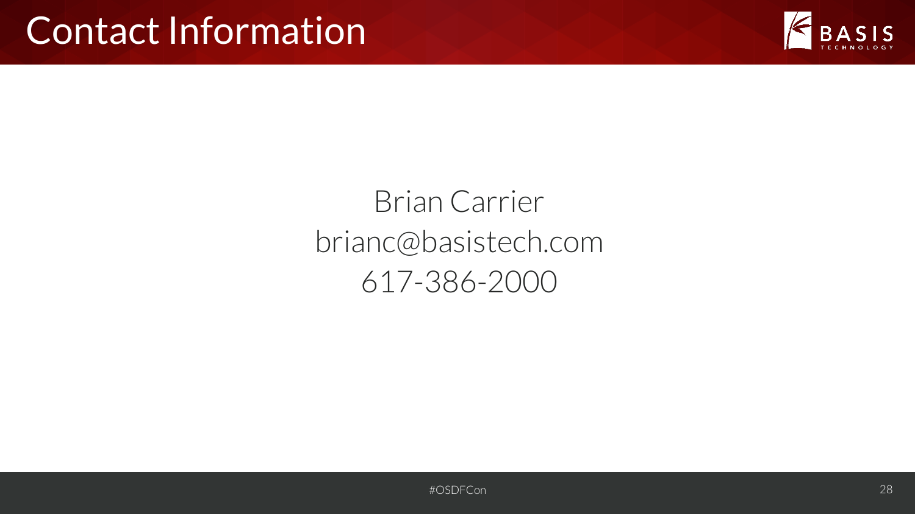# Contact Information

Brian Carrier
brianc@basistech.com
617-386-2000